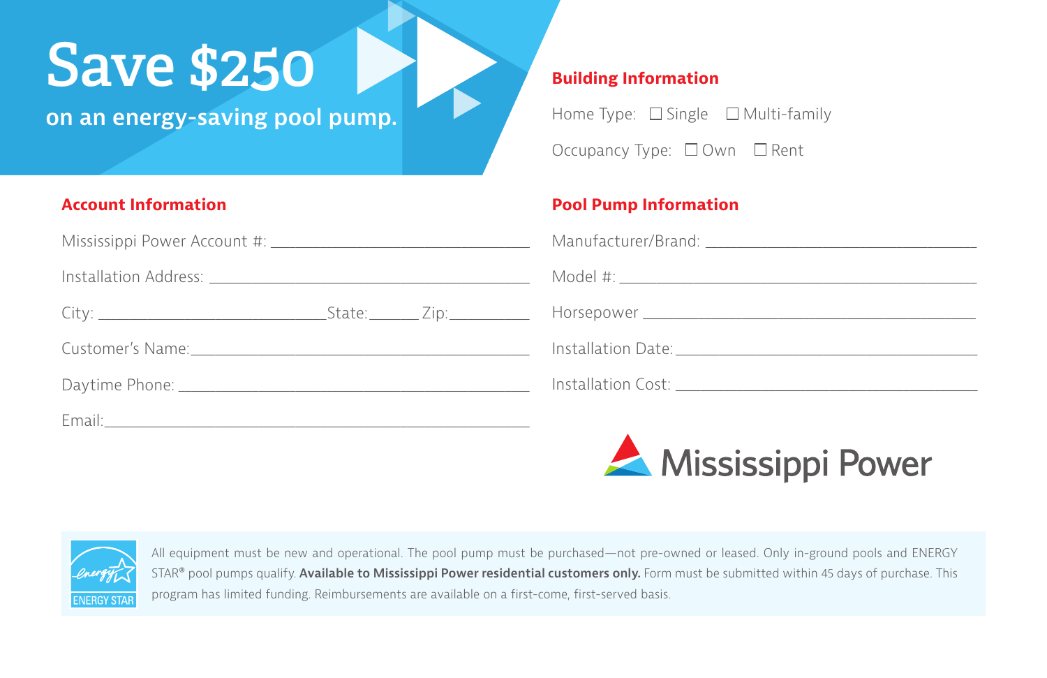# Save $250

**on an energy-saving pool pump.**

## Building Information

Home Type: ☐ Single ☐ Multi-family

Occupancy Type: ☐ Own ☐ Rent

## Account Information

Mississippi Power Account #: ______________________________

Installation Address: ______________________________

City: ______________________ State: ______ Zip: __________

Customer's Name: ______________________________

Daytime Phone: ______________________________

Email: ______________________________

## Pool Pump Information

Manufacturer/Brand: ______________________________

Model #: ______________________________

Horsepower ______________________________

Installation Date: ______________________________

Installation Cost: ______________________________

Mississippi Power

ENERGY STAR

All equipment must be new and operational. The pool pump must be purchased—not pre-owned or leased. Only in-ground pools and ENERGY STAR® pool pumps qualify. **Available to Mississippi Power residential customers only.** Form must be submitted within 45 days of purchase. This program has limited funding. Reimbursements are available on a first-come, first-served basis.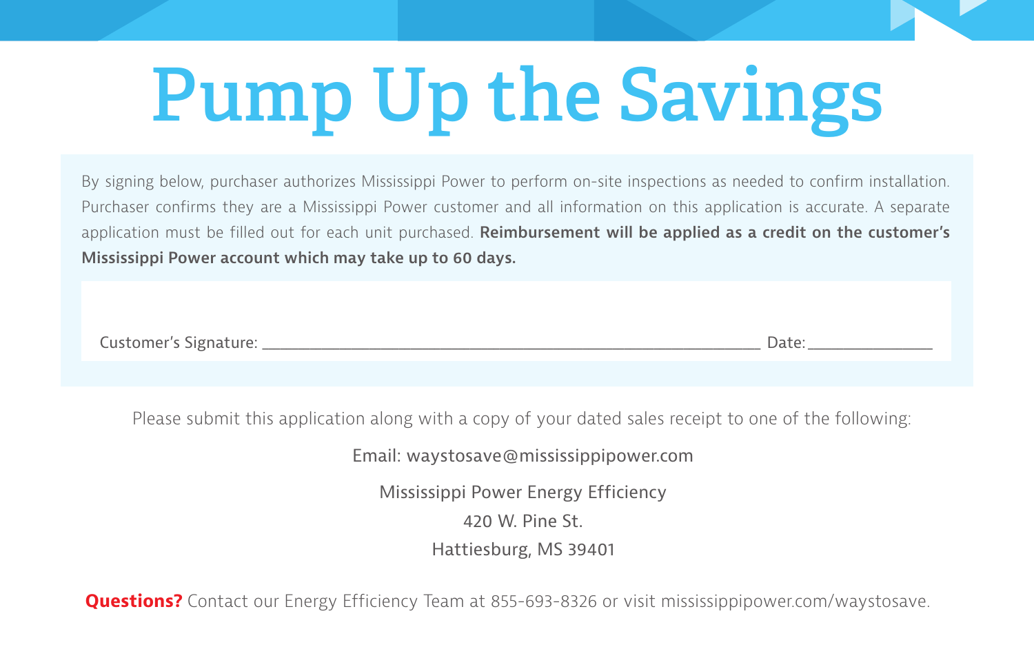# Pump Up the Savings

By signing below, purchaser authorizes Mississippi Power to perform on-site inspections as needed to confirm installation. Purchaser confirms they are a Mississippi Power customer and all information on this application is accurate. A separate application must be filled out for each unit purchased. **Reimbursement will be applied as a credit on the customer's Mississippi Power account which may take up to 60 days.**

Customer's Signature: ______________________________________________ Date: ______________

Please submit this application along with a copy of your dated sales receipt to one of the following:

Email: waystosave@mississippipower.com

Mississippi Power Energy Efficiency
420 W. Pine St.
Hattiesburg, MS 39401

**Questions?** Contact our Energy Efficiency Team at 855-693-8326 or visit mississippipower.com/waystosave.